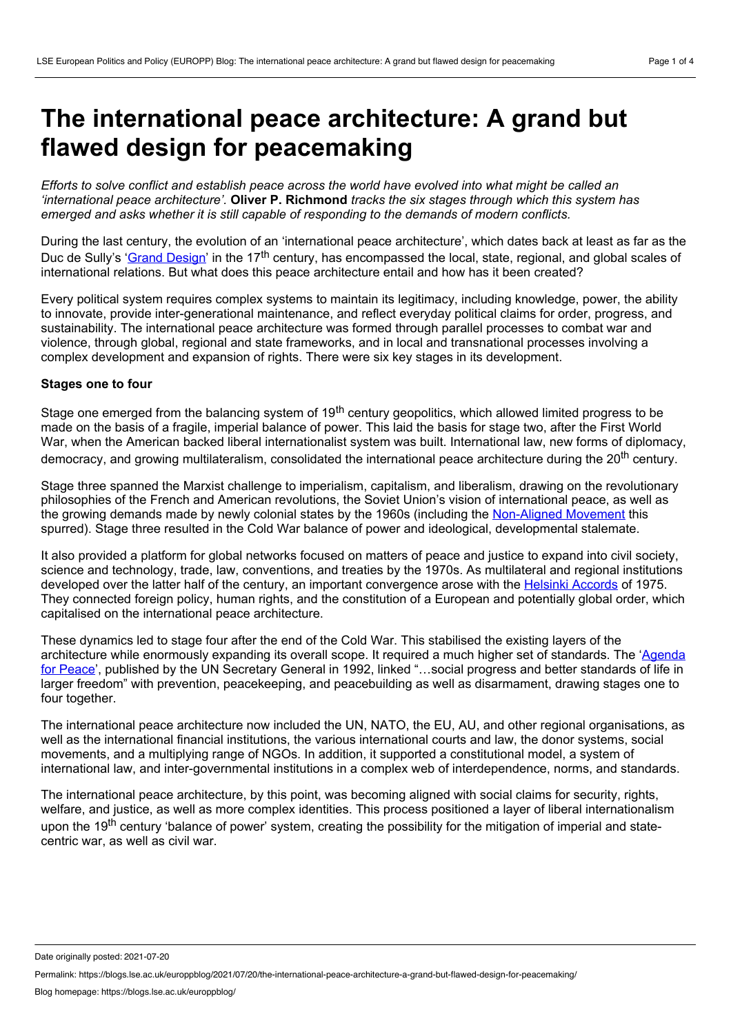# The international peace architecture: A grand but flawed design for peacemaking

*Efforts to solve conflict and establish peace across the world have evolved into what might be called an 'international peace architecture'.* **Oliver P. Richmond** *tracks the six stages through which this system has emerged and asks whether it is still capable of responding to the demands of modern conflicts.*

During the last century, the evolution of an 'international peace architecture', which dates back at least as far as the Duc de Sully's 'Grand Design' in the 17th century, has encompassed the local, state, regional, and global scales of international relations. But what does this peace architecture entail and how has it been created?

Every political system requires complex systems to maintain its legitimacy, including knowledge, power, the ability to innovate, provide inter-generational maintenance, and reflect everyday political claims for order, progress, and sustainability. The international peace architecture was formed through parallel processes to combat war and violence, through global, regional and state frameworks, and in local and transnational processes involving a complex development and expansion of rights. There were six key stages in its development.

**Stages one to four**

Stage one emerged from the balancing system of 19th century geopolitics, which allowed limited progress to be made on the basis of a fragile, imperial balance of power. This laid the basis for stage two, after the First World War, when the American backed liberal internationalist system was built. International law, new forms of diplomacy, democracy, and growing multilateralism, consolidated the international peace architecture during the 20th century.

Stage three spanned the Marxist challenge to imperialism, capitalism, and liberalism, drawing on the revolutionary philosophies of the French and American revolutions, the Soviet Union's vision of international peace, as well as the growing demands made by newly colonial states by the 1960s (including the Non-Aligned Movement this spurred). Stage three resulted in the Cold War balance of power and ideological, developmental stalemate.

It also provided a platform for global networks focused on matters of peace and justice to expand into civil society, science and technology, trade, law, conventions, and treaties by the 1970s. As multilateral and regional institutions developed over the latter half of the century, an important convergence arose with the Helsinki Accords of 1975. They connected foreign policy, human rights, and the constitution of a European and potentially global order, which capitalised on the international peace architecture.

These dynamics led to stage four after the end of the Cold War. This stabilised the existing layers of the architecture while enormously expanding its overall scope. It required a much higher set of standards. The 'Agenda for Peace', published by the UN Secretary General in 1992, linked "…social progress and better standards of life in larger freedom" with prevention, peacekeeping, and peacebuilding as well as disarmament, drawing stages one to four together.

The international peace architecture now included the UN, NATO, the EU, AU, and other regional organisations, as well as the international financial institutions, the various international courts and law, the donor systems, social movements, and a multiplying range of NGOs. In addition, it supported a constitutional model, a system of international law, and inter-governmental institutions in a complex web of interdependence, norms, and standards.

The international peace architecture, by this point, was becoming aligned with social claims for security, rights, welfare, and justice, as well as more complex identities. This process positioned a layer of liberal internationalism upon the 19th century 'balance of power' system, creating the possibility for the mitigation of imperial and state-centric war, as well as civil war.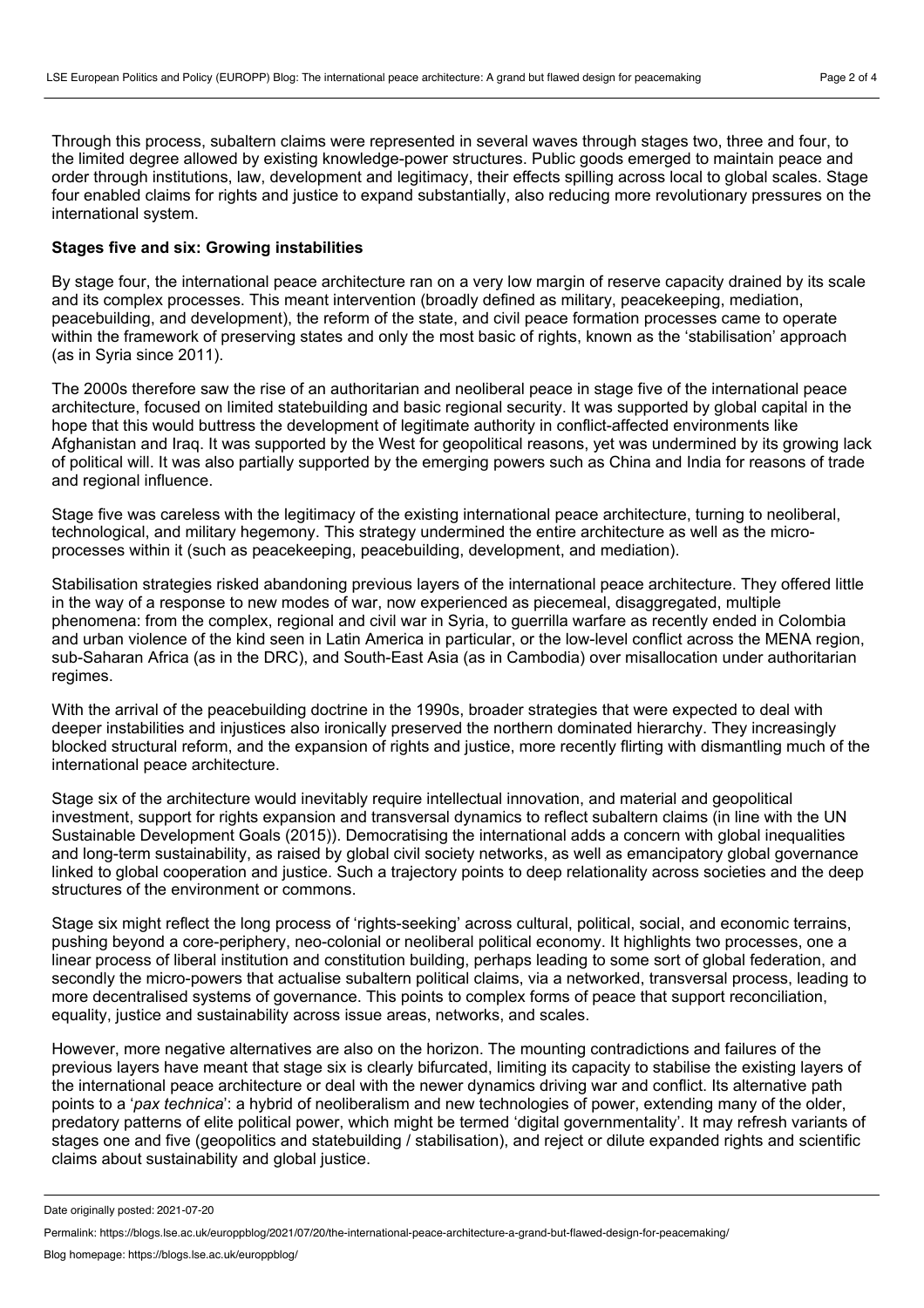Through this process, subaltern claims were represented in several waves through stages two, three and four, to the limited degree allowed by existing knowledge-power structures. Public goods emerged to maintain peace and order through institutions, law, development and legitimacy, their effects spilling across local to global scales. Stage four enabled claims for rights and justice to expand substantially, also reducing more revolutionary pressures on the international system.

**Stages five and six: Growing instabilities**

By stage four, the international peace architecture ran on a very low margin of reserve capacity drained by its scale and its complex processes. This meant intervention (broadly defined as military, peacekeeping, mediation, peacebuilding, and development), the reform of the state, and civil peace formation processes came to operate within the framework of preserving states and only the most basic of rights, known as the 'stabilisation' approach (as in Syria since 2011).

The 2000s therefore saw the rise of an authoritarian and neoliberal peace in stage five of the international peace architecture, focused on limited statebuilding and basic regional security. It was supported by global capital in the hope that this would buttress the development of legitimate authority in conflict-affected environments like Afghanistan and Iraq. It was supported by the West for geopolitical reasons, yet was undermined by its growing lack of political will. It was also partially supported by the emerging powers such as China and India for reasons of trade and regional influence.

Stage five was careless with the legitimacy of the existing international peace architecture, turning to neoliberal, technological, and military hegemony. This strategy undermined the entire architecture as well as the micro-processes within it (such as peacekeeping, peacebuilding, development, and mediation).

Stabilisation strategies risked abandoning previous layers of the international peace architecture. They offered little in the way of a response to new modes of war, now experienced as piecemeal, disaggregated, multiple phenomena: from the complex, regional and civil war in Syria, to guerrilla warfare as recently ended in Colombia and urban violence of the kind seen in Latin America in particular, or the low-level conflict across the MENA region, sub-Saharan Africa (as in the DRC), and South-East Asia (as in Cambodia) over misallocation under authoritarian regimes.

With the arrival of the peacebuilding doctrine in the 1990s, broader strategies that were expected to deal with deeper instabilities and injustices also ironically preserved the northern dominated hierarchy. They increasingly blocked structural reform, and the expansion of rights and justice, more recently flirting with dismantling much of the international peace architecture.

Stage six of the architecture would inevitably require intellectual innovation, and material and geopolitical investment, support for rights expansion and transversal dynamics to reflect subaltern claims (in line with the UN Sustainable Development Goals (2015)). Democratising the international adds a concern with global inequalities and long-term sustainability, as raised by global civil society networks, as well as emancipatory global governance linked to global cooperation and justice. Such a trajectory points to deep relationality across societies and the deep structures of the environment or commons.

Stage six might reflect the long process of 'rights-seeking' across cultural, political, social, and economic terrains, pushing beyond a core-periphery, neo-colonial or neoliberal political economy. It highlights two processes, one a linear process of liberal institution and constitution building, perhaps leading to some sort of global federation, and secondly the micro-powers that actualise subaltern political claims, via a networked, transversal process, leading to more decentralised systems of governance. This points to complex forms of peace that support reconciliation, equality, justice and sustainability across issue areas, networks, and scales.

However, more negative alternatives are also on the horizon. The mounting contradictions and failures of the previous layers have meant that stage six is clearly bifurcated, limiting its capacity to stabilise the existing layers of the international peace architecture or deal with the newer dynamics driving war and conflict. Its alternative path points to a '*pax technica*': a hybrid of neoliberalism and new technologies of power, extending many of the older, predatory patterns of elite political power, which might be termed 'digital governmentality'. It may refresh variants of stages one and five (geopolitics and statebuilding / stabilisation), and reject or dilute expanded rights and scientific claims about sustainability and global justice.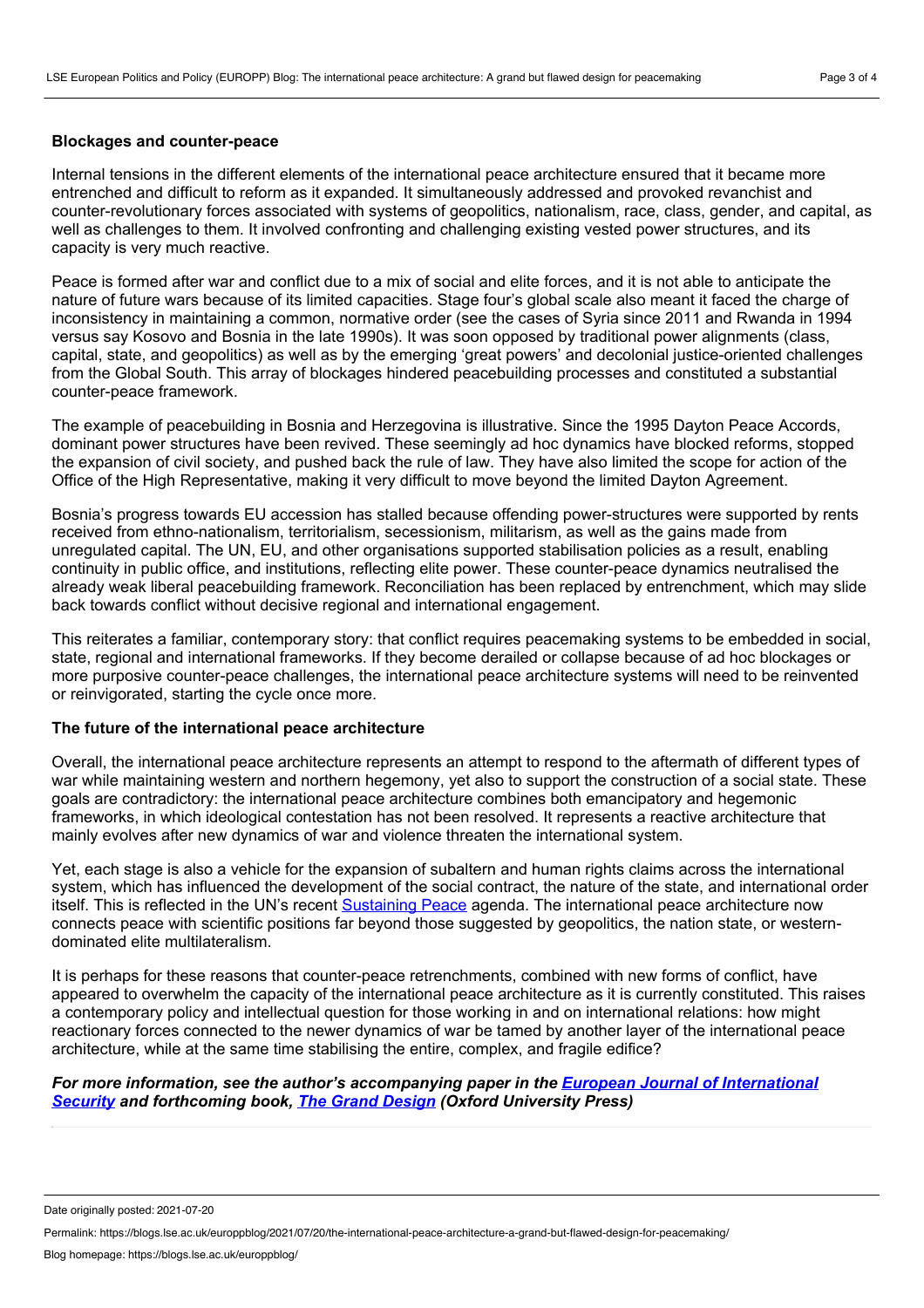### Blockages and counter-peace

Internal tensions in the different elements of the international peace architecture ensured that it became more entrenched and difficult to reform as it expanded. It simultaneously addressed and provoked revanchist and counter-revolutionary forces associated with systems of geopolitics, nationalism, race, class, gender, and capital, as well as challenges to them. It involved confronting and challenging existing vested power structures, and its capacity is very much reactive.

Peace is formed after war and conflict due to a mix of social and elite forces, and it is not able to anticipate the nature of future wars because of its limited capacities. Stage four's global scale also meant it faced the charge of inconsistency in maintaining a common, normative order (see the cases of Syria since 2011 and Rwanda in 1994 versus say Kosovo and Bosnia in the late 1990s). It was soon opposed by traditional power alignments (class, capital, state, and geopolitics) as well as by the emerging 'great powers' and decolonial justice-oriented challenges from the Global South. This array of blockages hindered peacebuilding processes and constituted a substantial counter-peace framework.

The example of peacebuilding in Bosnia and Herzegovina is illustrative. Since the 1995 Dayton Peace Accords, dominant power structures have been revived. These seemingly ad hoc dynamics have blocked reforms, stopped the expansion of civil society, and pushed back the rule of law. They have also limited the scope for action of the Office of the High Representative, making it very difficult to move beyond the limited Dayton Agreement.

Bosnia's progress towards EU accession has stalled because offending power-structures were supported by rents received from ethno-nationalism, territorialism, secessionism, militarism, as well as the gains made from unregulated capital. The UN, EU, and other organisations supported stabilisation policies as a result, enabling continuity in public office, and institutions, reflecting elite power. These counter-peace dynamics neutralised the already weak liberal peacebuilding framework. Reconciliation has been replaced by entrenchment, which may slide back towards conflict without decisive regional and international engagement.

This reiterates a familiar, contemporary story: that conflict requires peacemaking systems to be embedded in social, state, regional and international frameworks. If they become derailed or collapse because of ad hoc blockages or more purposive counter-peace challenges, the international peace architecture systems will need to be reinvented or reinvigorated, starting the cycle once more.

### The future of the international peace architecture

Overall, the international peace architecture represents an attempt to respond to the aftermath of different types of war while maintaining western and northern hegemony, yet also to support the construction of a social state. These goals are contradictory: the international peace architecture combines both emancipatory and hegemonic frameworks, in which ideological contestation has not been resolved. It represents a reactive architecture that mainly evolves after new dynamics of war and violence threaten the international system.

Yet, each stage is also a vehicle for the expansion of subaltern and human rights claims across the international system, which has influenced the development of the social contract, the nature of the state, and international order itself. This is reflected in the UN's recent Sustaining Peace agenda. The international peace architecture now connects peace with scientific positions far beyond those suggested by geopolitics, the nation state, or western-dominated elite multilateralism.

It is perhaps for these reasons that counter-peace retrenchments, combined with new forms of conflict, have appeared to overwhelm the capacity of the international peace architecture as it is currently constituted. This raises a contemporary policy and intellectual question for those working in and on international relations: how might reactionary forces connected to the newer dynamics of war be tamed by another layer of the international peace architecture, while at the same time stabilising the entire, complex, and fragile edifice?

***For more information, see the author's accompanying paper in the European Journal of International Security and forthcoming book, The Grand Design (Oxford University Press)***

Date originally posted: 2021-07-20

Permalink: https://blogs.lse.ac.uk/europpblog/2021/07/20/the-international-peace-architecture-a-grand-but-flawed-design-for-peacemaking/

Blog homepage: https://blogs.lse.ac.uk/europpblog/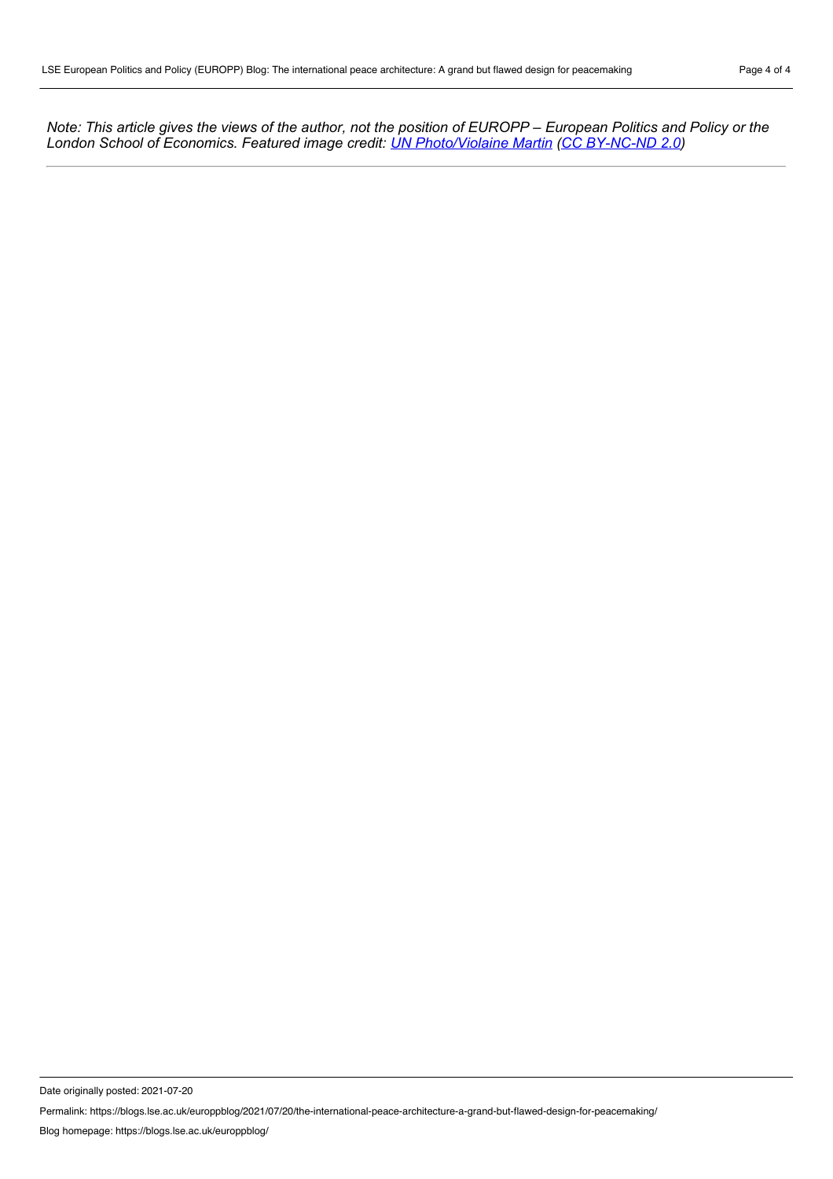*Note: This article gives the views of the author, not the position of EUROPP – European Politics and Policy or the London School of Economics. Featured image credit: UN Photo/Violaine Martin (CC BY-NC-ND 2.0)*

---

Date originally posted: 2021-07-20

Permalink: https://blogs.lse.ac.uk/europpblog/2021/07/20/the-international-peace-architecture-a-grand-but-flawed-design-for-peacemaking/

Blog homepage: https://blogs.lse.ac.uk/europpblog/